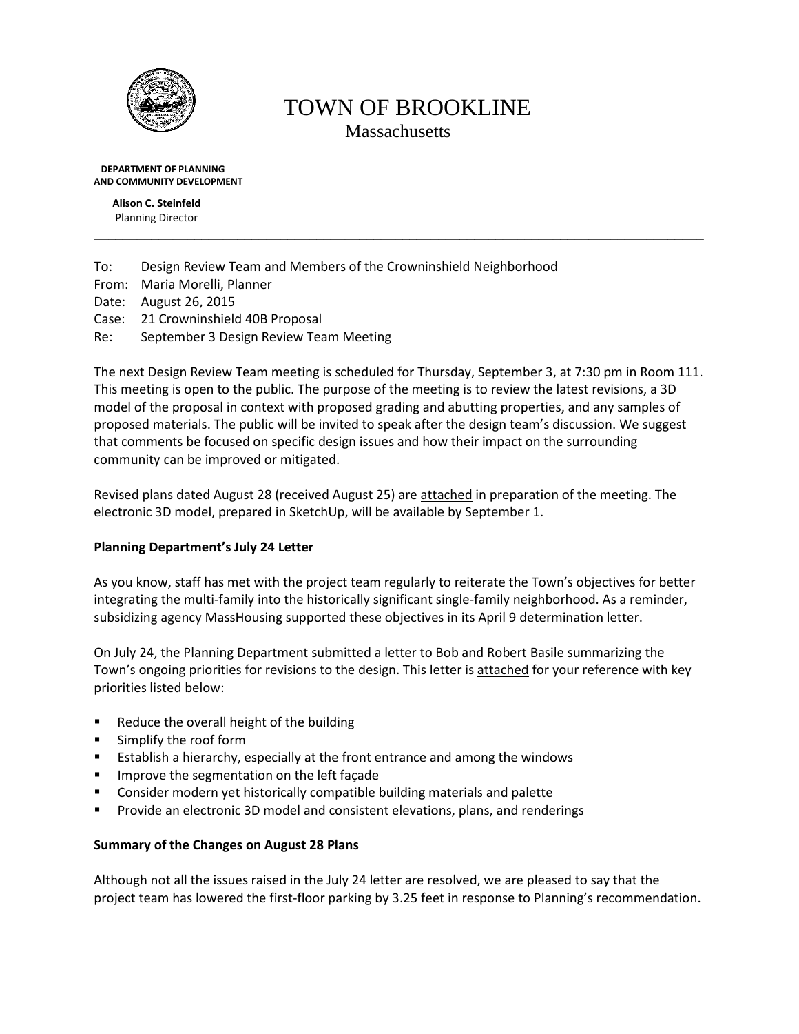# TOWN OF BROOKLINE

Massachusetts

**DEPARTMENT OF PLANNING AND COMMUNITY DEVELOPMENT**

**Alison C. Steinfeld**
Planning Director

---

To: Design Review Team and Members of the Crowninshield Neighborhood
From: Maria Morelli, Planner
Date: August 26, 2015
Case: 21 Crowninshield 40B Proposal
Re: September 3 Design Review Team Meeting

The next Design Review Team meeting is scheduled for Thursday, September 3, at 7:30 pm in Room 111. This meeting is open to the public. The purpose of the meeting is to review the latest revisions, a 3D model of the proposal in context with proposed grading and abutting properties, and any samples of proposed materials. The public will be invited to speak after the design team's discussion. We suggest that comments be focused on specific design issues and how their impact on the surrounding community can be improved or mitigated.

Revised plans dated August 28 (received August 25) are attached in preparation of the meeting. The electronic 3D model, prepared in SketchUp, will be available by September 1.

**Planning Department's July 24 Letter**

As you know, staff has met with the project team regularly to reiterate the Town's objectives for better integrating the multi-family into the historically significant single-family neighborhood. As a reminder, subsidizing agency MassHousing supported these objectives in its April 9 determination letter.

On July 24, the Planning Department submitted a letter to Bob and Robert Basile summarizing the Town's ongoing priorities for revisions to the design. This letter is attached for your reference with key priorities listed below:

- Reduce the overall height of the building
- Simplify the roof form
- Establish a hierarchy, especially at the front entrance and among the windows
- Improve the segmentation on the left façade
- Consider modern yet historically compatible building materials and palette
- Provide an electronic 3D model and consistent elevations, plans, and renderings

**Summary of the Changes on August 28 Plans**

Although not all the issues raised in the July 24 letter are resolved, we are pleased to say that the project team has lowered the first-floor parking by 3.25 feet in response to Planning's recommendation.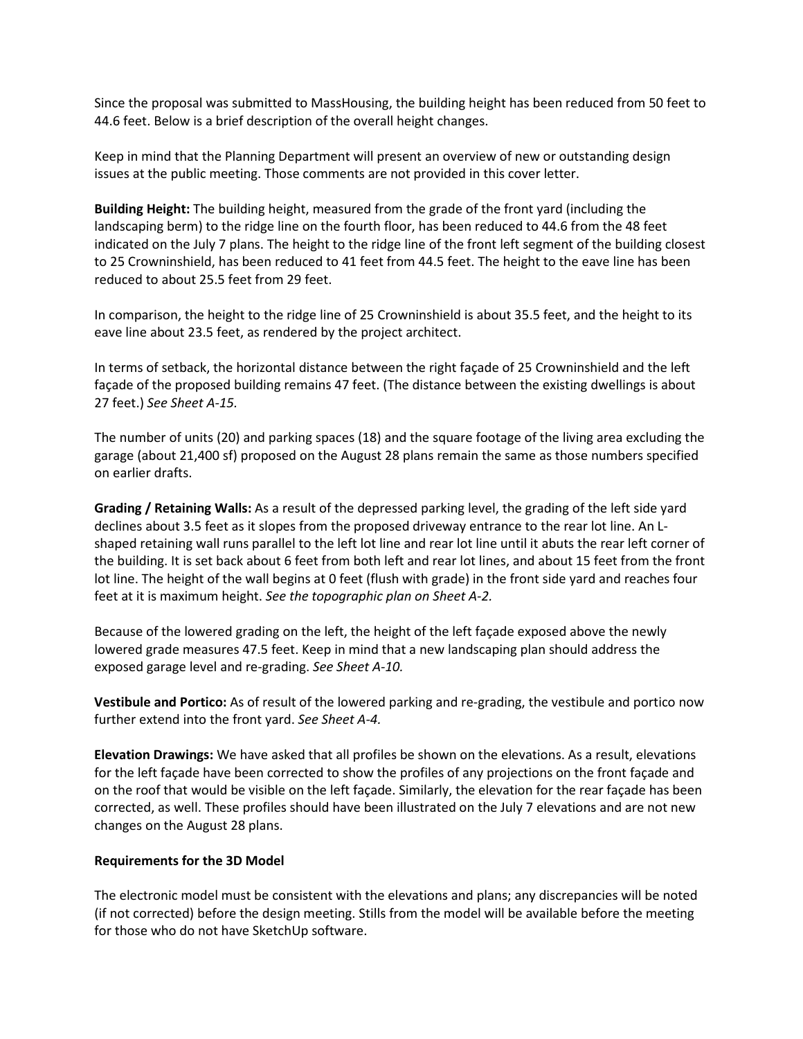Since the proposal was submitted to MassHousing, the building height has been reduced from 50 feet to 44.6 feet. Below is a brief description of the overall height changes.

Keep in mind that the Planning Department will present an overview of new or outstanding design issues at the public meeting. Those comments are not provided in this cover letter.

**Building Height:** The building height, measured from the grade of the front yard (including the landscaping berm) to the ridge line on the fourth floor, has been reduced to 44.6 from the 48 feet indicated on the July 7 plans. The height to the ridge line of the front left segment of the building closest to 25 Crowninshield, has been reduced to 41 feet from 44.5 feet. The height to the eave line has been reduced to about 25.5 feet from 29 feet.

In comparison, the height to the ridge line of 25 Crowninshield is about 35.5 feet, and the height to its eave line about 23.5 feet, as rendered by the project architect.

In terms of setback, the horizontal distance between the right façade of 25 Crowninshield and the left façade of the proposed building remains 47 feet. (The distance between the existing dwellings is about 27 feet.) *See Sheet A-15.*

The number of units (20) and parking spaces (18) and the square footage of the living area excluding the garage (about 21,400 sf) proposed on the August 28 plans remain the same as those numbers specified on earlier drafts.

**Grading / Retaining Walls:** As a result of the depressed parking level, the grading of the left side yard declines about 3.5 feet as it slopes from the proposed driveway entrance to the rear lot line. An L-shaped retaining wall runs parallel to the left lot line and rear lot line until it abuts the rear left corner of the building. It is set back about 6 feet from both left and rear lot lines, and about 15 feet from the front lot line. The height of the wall begins at 0 feet (flush with grade) in the front side yard and reaches four feet at it is maximum height. *See the topographic plan on Sheet A-2.*

Because of the lowered grading on the left, the height of the left façade exposed above the newly lowered grade measures 47.5 feet. Keep in mind that a new landscaping plan should address the exposed garage level and re-grading. *See Sheet A-10.*

**Vestibule and Portico:** As of result of the lowered parking and re-grading, the vestibule and portico now further extend into the front yard. *See Sheet A-4.*

**Elevation Drawings:** We have asked that all profiles be shown on the elevations. As a result, elevations for the left façade have been corrected to show the profiles of any projections on the front façade and on the roof that would be visible on the left façade. Similarly, the elevation for the rear façade has been corrected, as well. These profiles should have been illustrated on the July 7 elevations and are not new changes on the August 28 plans.

**Requirements for the 3D Model**

The electronic model must be consistent with the elevations and plans; any discrepancies will be noted (if not corrected) before the design meeting. Stills from the model will be available before the meeting for those who do not have SketchUp software.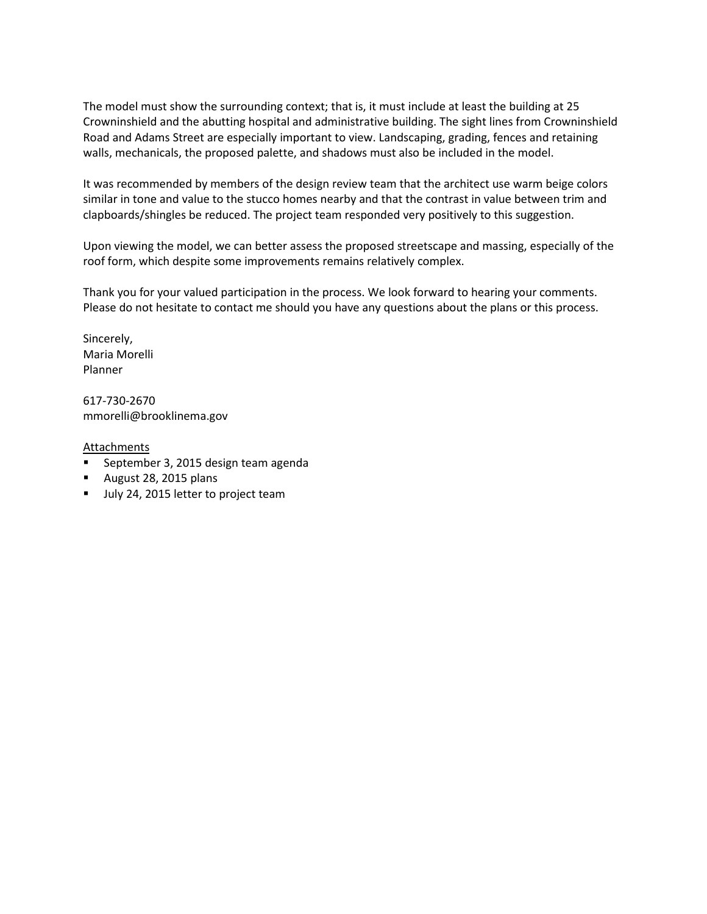The model must show the surrounding context; that is, it must include at least the building at 25 Crowninshield and the abutting hospital and administrative building. The sight lines from Crowninshield Road and Adams Street are especially important to view. Landscaping, grading, fences and retaining walls, mechanicals, the proposed palette, and shadows must also be included in the model.

It was recommended by members of the design review team that the architect use warm beige colors similar in tone and value to the stucco homes nearby and that the contrast in value between trim and clapboards/shingles be reduced. The project team responded very positively to this suggestion.

Upon viewing the model, we can better assess the proposed streetscape and massing, especially of the roof form, which despite some improvements remains relatively complex.

Thank you for your valued participation in the process. We look forward to hearing your comments. Please do not hesitate to contact me should you have any questions about the plans or this process.

Sincerely,
Maria Morelli
Planner

617-730-2670
mmorelli@brooklinema.gov

<u>Attachments</u>

- September 3, 2015 design team agenda
- August 28, 2015 plans
- July 24, 2015 letter to project team